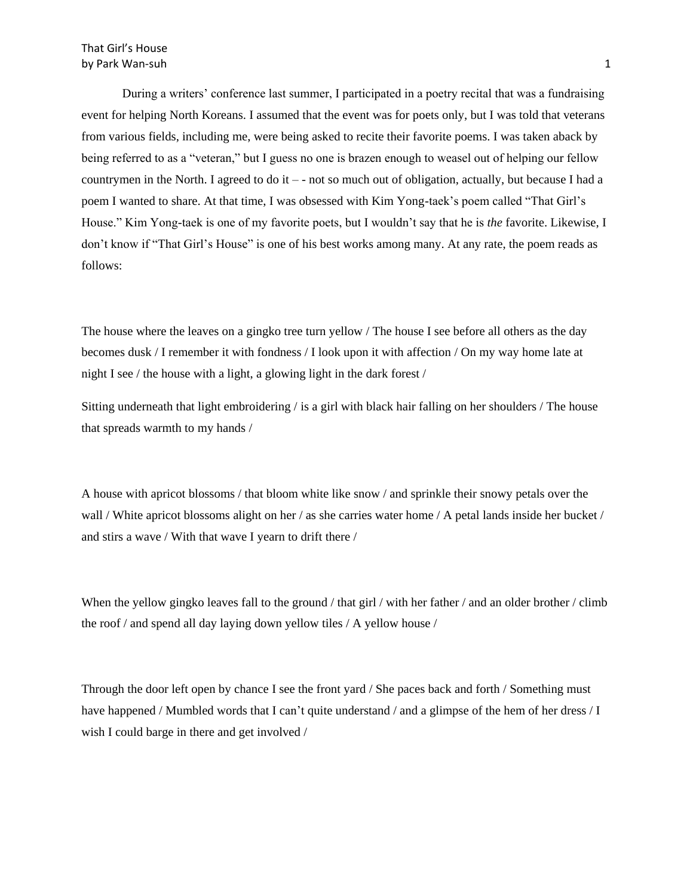During a writers' conference last summer, I participated in a poetry recital that was a fundraising event for helping North Koreans. I assumed that the event was for poets only, but I was told that veterans from various fields, including me, were being asked to recite their favorite poems. I was taken aback by being referred to as a "veteran," but I guess no one is brazen enough to weasel out of helping our fellow countrymen in the North. I agreed to do it – - not so much out of obligation, actually, but because I had a poem I wanted to share. At that time, I was obsessed with Kim Yong-taek's poem called "That Girl's House." Kim Yong-taek is one of my favorite poets, but I wouldn't say that he is *the* favorite. Likewise, I don't know if "That Girl's House" is one of his best works among many. At any rate, the poem reads as follows:

The house where the leaves on a gingko tree turn yellow / The house I see before all others as the day becomes dusk / I remember it with fondness / I look upon it with affection / On my way home late at night I see / the house with a light, a glowing light in the dark forest /

Sitting underneath that light embroidering / is a girl with black hair falling on her shoulders / The house that spreads warmth to my hands /

A house with apricot blossoms / that bloom white like snow / and sprinkle their snowy petals over the wall / White apricot blossoms alight on her / as she carries water home / A petal lands inside her bucket / and stirs a wave / With that wave I yearn to drift there /

When the yellow gingko leaves fall to the ground / that girl / with her father / and an older brother / climb the roof / and spend all day laying down yellow tiles / A yellow house /

Through the door left open by chance I see the front yard / She paces back and forth / Something must have happened / Mumbled words that I can't quite understand / and a glimpse of the hem of her dress / I wish I could barge in there and get involved /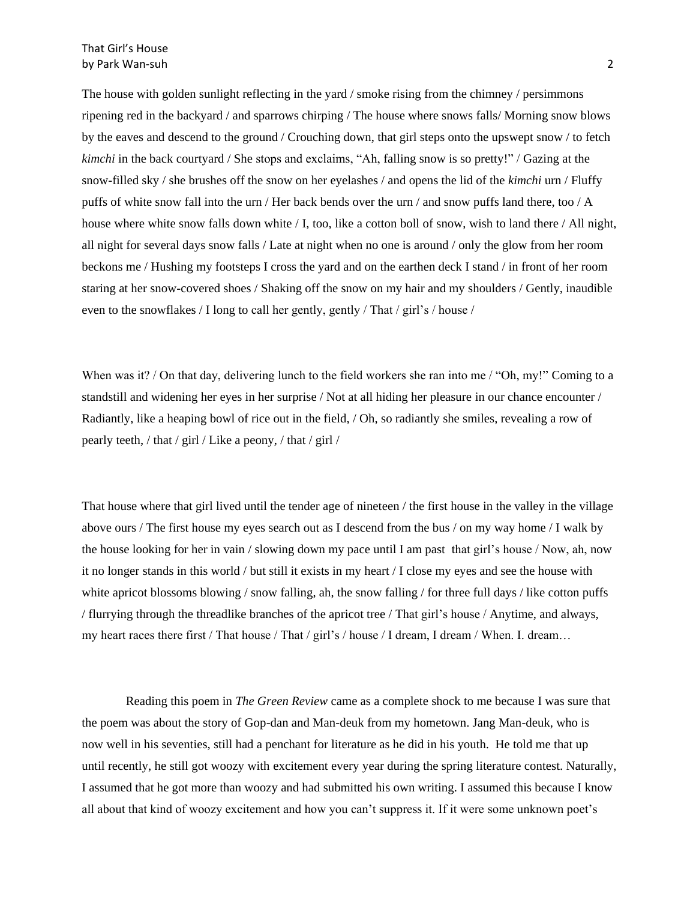The house with golden sunlight reflecting in the yard / smoke rising from the chimney / persimmons ripening red in the backyard / and sparrows chirping / The house where snows falls/ Morning snow blows by the eaves and descend to the ground / Crouching down, that girl steps onto the upswept snow / to fetch *kimchi* in the back courtyard / She stops and exclaims, "Ah, falling snow is so pretty!" / Gazing at the snow-filled sky / she brushes off the snow on her eyelashes / and opens the lid of the *kimchi* urn / Fluffy puffs of white snow fall into the urn / Her back bends over the urn / and snow puffs land there, too / A house where white snow falls down white / I, too, like a cotton boll of snow, wish to land there / All night, all night for several days snow falls / Late at night when no one is around / only the glow from her room beckons me / Hushing my footsteps I cross the yard and on the earthen deck I stand / in front of her room staring at her snow-covered shoes / Shaking off the snow on my hair and my shoulders / Gently, inaudible even to the snowflakes / I long to call her gently, gently / That / girl's / house /

When was it? / On that day, delivering lunch to the field workers she ran into me / "Oh, my!" Coming to a standstill and widening her eyes in her surprise / Not at all hiding her pleasure in our chance encounter / Radiantly, like a heaping bowl of rice out in the field, / Oh, so radiantly she smiles, revealing a row of pearly teeth, / that / girl / Like a peony, / that / girl /

That house where that girl lived until the tender age of nineteen / the first house in the valley in the village above ours / The first house my eyes search out as I descend from the bus / on my way home / I walk by the house looking for her in vain / slowing down my pace until I am past that girl's house / Now, ah, now it no longer stands in this world / but still it exists in my heart / I close my eyes and see the house with white apricot blossoms blowing / snow falling, ah, the snow falling / for three full days / like cotton puffs / flurrying through the threadlike branches of the apricot tree / That girl's house / Anytime, and always, my heart races there first / That house / That / girl's / house / I dream, I dream / When. I. dream…

Reading this poem in *The Green Review* came as a complete shock to me because I was sure that the poem was about the story of Gop-dan and Man-deuk from my hometown. Jang Man-deuk, who is now well in his seventies, still had a penchant for literature as he did in his youth. He told me that up until recently, he still got woozy with excitement every year during the spring literature contest. Naturally, I assumed that he got more than woozy and had submitted his own writing. I assumed this because I know all about that kind of woozy excitement and how you can't suppress it. If it were some unknown poet's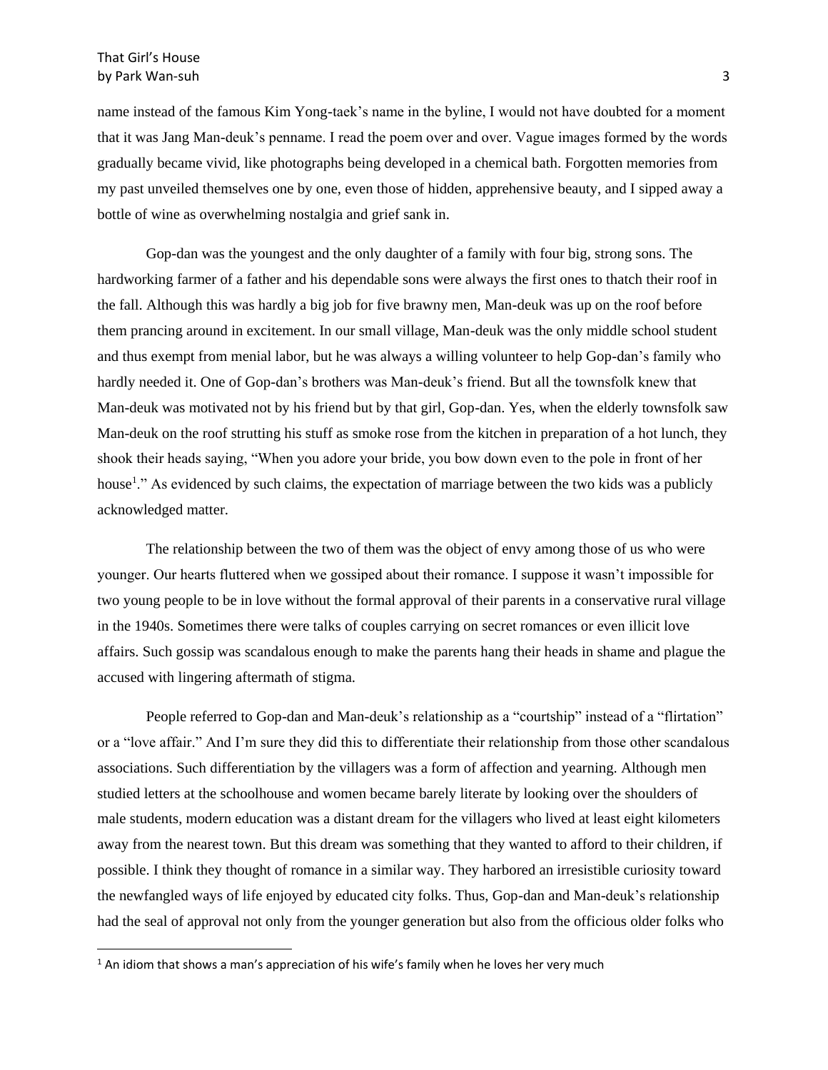name instead of the famous Kim Yong-taek's name in the byline, I would not have doubted for a moment that it was Jang Man-deuk's penname. I read the poem over and over. Vague images formed by the words gradually became vivid, like photographs being developed in a chemical bath. Forgotten memories from my past unveiled themselves one by one, even those of hidden, apprehensive beauty, and I sipped away a bottle of wine as overwhelming nostalgia and grief sank in.

Gop-dan was the youngest and the only daughter of a family with four big, strong sons. The hardworking farmer of a father and his dependable sons were always the first ones to thatch their roof in the fall. Although this was hardly a big job for five brawny men, Man-deuk was up on the roof before them prancing around in excitement. In our small village, Man-deuk was the only middle school student and thus exempt from menial labor, but he was always a willing volunteer to help Gop-dan's family who hardly needed it. One of Gop-dan's brothers was Man-deuk's friend. But all the townsfolk knew that Man-deuk was motivated not by his friend but by that girl, Gop-dan. Yes, when the elderly townsfolk saw Man-deuk on the roof strutting his stuff as smoke rose from the kitchen in preparation of a hot lunch, they shook their heads saying, "When you adore your bride, you bow down even to the pole in front of her house[1]." As evidenced by such claims, the expectation of marriage between the two kids was a publicly acknowledged matter.

The relationship between the two of them was the object of envy among those of us who were younger. Our hearts fluttered when we gossiped about their romance. I suppose it wasn't impossible for two young people to be in love without the formal approval of their parents in a conservative rural village in the 1940s. Sometimes there were talks of couples carrying on secret romances or even illicit love affairs. Such gossip was scandalous enough to make the parents hang their heads in shame and plague the accused with lingering aftermath of stigma.

People referred to Gop-dan and Man-deuk's relationship as a "courtship" instead of a "flirtation" or a "love affair." And I'm sure they did this to differentiate their relationship from those other scandalous associations. Such differentiation by the villagers was a form of affection and yearning. Although men studied letters at the schoolhouse and women became barely literate by looking over the shoulders of male students, modern education was a distant dream for the villagers who lived at least eight kilometers away from the nearest town. But this dream was something that they wanted to afford to their children, if possible. I think they thought of romance in a similar way. They harbored an irresistible curiosity toward the newfangled ways of life enjoyed by educated city folks. Thus, Gop-dan and Man-deuk's relationship had the seal of approval not only from the younger generation but also from the officious older folks who

[1] An idiom that shows a man's appreciation of his wife's family when he loves her very much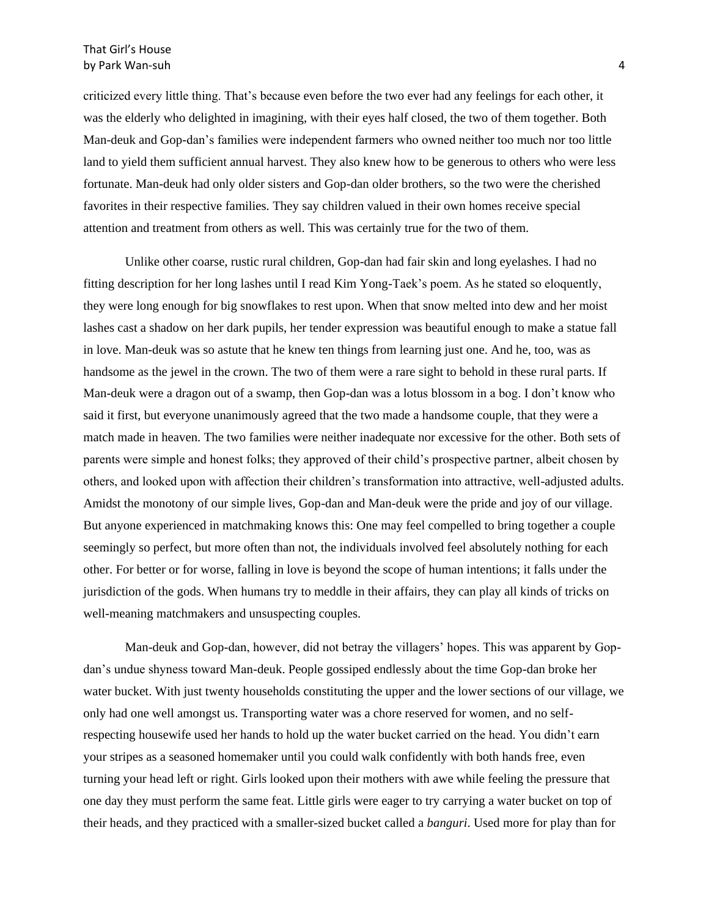criticized every little thing. That's because even before the two ever had any feelings for each other, it was the elderly who delighted in imagining, with their eyes half closed, the two of them together. Both Man-deuk and Gop-dan's families were independent farmers who owned neither too much nor too little land to yield them sufficient annual harvest. They also knew how to be generous to others who were less fortunate. Man-deuk had only older sisters and Gop-dan older brothers, so the two were the cherished favorites in their respective families. They say children valued in their own homes receive special attention and treatment from others as well. This was certainly true for the two of them.

Unlike other coarse, rustic rural children, Gop-dan had fair skin and long eyelashes. I had no fitting description for her long lashes until I read Kim Yong-Taek's poem. As he stated so eloquently, they were long enough for big snowflakes to rest upon. When that snow melted into dew and her moist lashes cast a shadow on her dark pupils, her tender expression was beautiful enough to make a statue fall in love. Man-deuk was so astute that he knew ten things from learning just one. And he, too, was as handsome as the jewel in the crown. The two of them were a rare sight to behold in these rural parts. If Man-deuk were a dragon out of a swamp, then Gop-dan was a lotus blossom in a bog. I don't know who said it first, but everyone unanimously agreed that the two made a handsome couple, that they were a match made in heaven. The two families were neither inadequate nor excessive for the other. Both sets of parents were simple and honest folks; they approved of their child's prospective partner, albeit chosen by others, and looked upon with affection their children's transformation into attractive, well-adjusted adults. Amidst the monotony of our simple lives, Gop-dan and Man-deuk were the pride and joy of our village. But anyone experienced in matchmaking knows this: One may feel compelled to bring together a couple seemingly so perfect, but more often than not, the individuals involved feel absolutely nothing for each other. For better or for worse, falling in love is beyond the scope of human intentions; it falls under the jurisdiction of the gods. When humans try to meddle in their affairs, they can play all kinds of tricks on well-meaning matchmakers and unsuspecting couples.

Man-deuk and Gop-dan, however, did not betray the villagers' hopes. This was apparent by Gop-dan's undue shyness toward Man-deuk. People gossiped endlessly about the time Gop-dan broke her water bucket. With just twenty households constituting the upper and the lower sections of our village, we only had one well amongst us. Transporting water was a chore reserved for women, and no self-respecting housewife used her hands to hold up the water bucket carried on the head. You didn't earn your stripes as a seasoned homemaker until you could walk confidently with both hands free, even turning your head left or right. Girls looked upon their mothers with awe while feeling the pressure that one day they must perform the same feat. Little girls were eager to try carrying a water bucket on top of their heads, and they practiced with a smaller-sized bucket called a *banguri*. Used more for play than for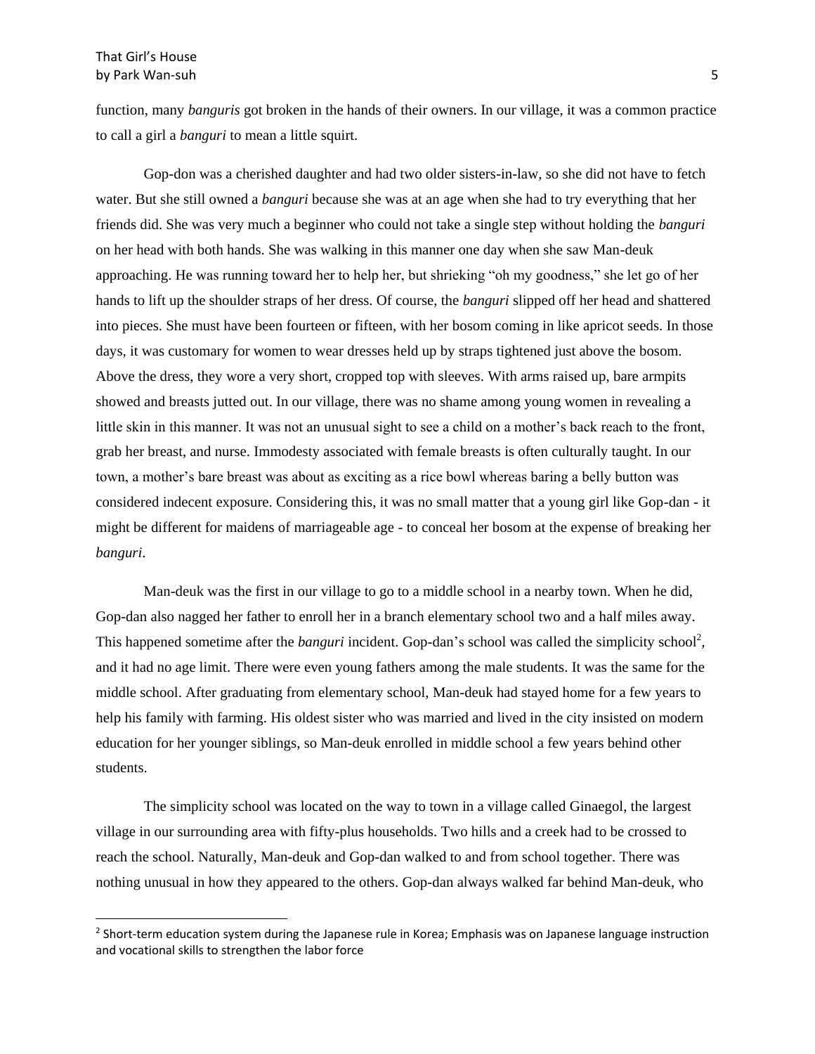function, many *banguris* got broken in the hands of their owners. In our village, it was a common practice to call a girl a *banguri* to mean a little squirt.

Gop-don was a cherished daughter and had two older sisters-in-law, so she did not have to fetch water. But she still owned a *banguri* because she was at an age when she had to try everything that her friends did. She was very much a beginner who could not take a single step without holding the *banguri* on her head with both hands. She was walking in this manner one day when she saw Man-deuk approaching. He was running toward her to help her, but shrieking "oh my goodness," she let go of her hands to lift up the shoulder straps of her dress. Of course, the *banguri* slipped off her head and shattered into pieces. She must have been fourteen or fifteen, with her bosom coming in like apricot seeds. In those days, it was customary for women to wear dresses held up by straps tightened just above the bosom. Above the dress, they wore a very short, cropped top with sleeves. With arms raised up, bare armpits showed and breasts jutted out. In our village, there was no shame among young women in revealing a little skin in this manner. It was not an unusual sight to see a child on a mother's back reach to the front, grab her breast, and nurse. Immodesty associated with female breasts is often culturally taught. In our town, a mother's bare breast was about as exciting as a rice bowl whereas baring a belly button was considered indecent exposure. Considering this, it was no small matter that a young girl like Gop-dan - it might be different for maidens of marriageable age - to conceal her bosom at the expense of breaking her *banguri*.

Man-deuk was the first in our village to go to a middle school in a nearby town. When he did, Gop-dan also nagged her father to enroll her in a branch elementary school two and a half miles away. This happened sometime after the *banguri* incident. Gop-dan's school was called the simplicity school[2], and it had no age limit. There were even young fathers among the male students. It was the same for the middle school. After graduating from elementary school, Man-deuk had stayed home for a few years to help his family with farming. His oldest sister who was married and lived in the city insisted on modern education for her younger siblings, so Man-deuk enrolled in middle school a few years behind other students.

The simplicity school was located on the way to town in a village called Ginaegol, the largest village in our surrounding area with fifty-plus households. Two hills and a creek had to be crossed to reach the school. Naturally, Man-deuk and Gop-dan walked to and from school together. There was nothing unusual in how they appeared to the others. Gop-dan always walked far behind Man-deuk, who

[2] Short-term education system during the Japanese rule in Korea; Emphasis was on Japanese language instruction and vocational skills to strengthen the labor force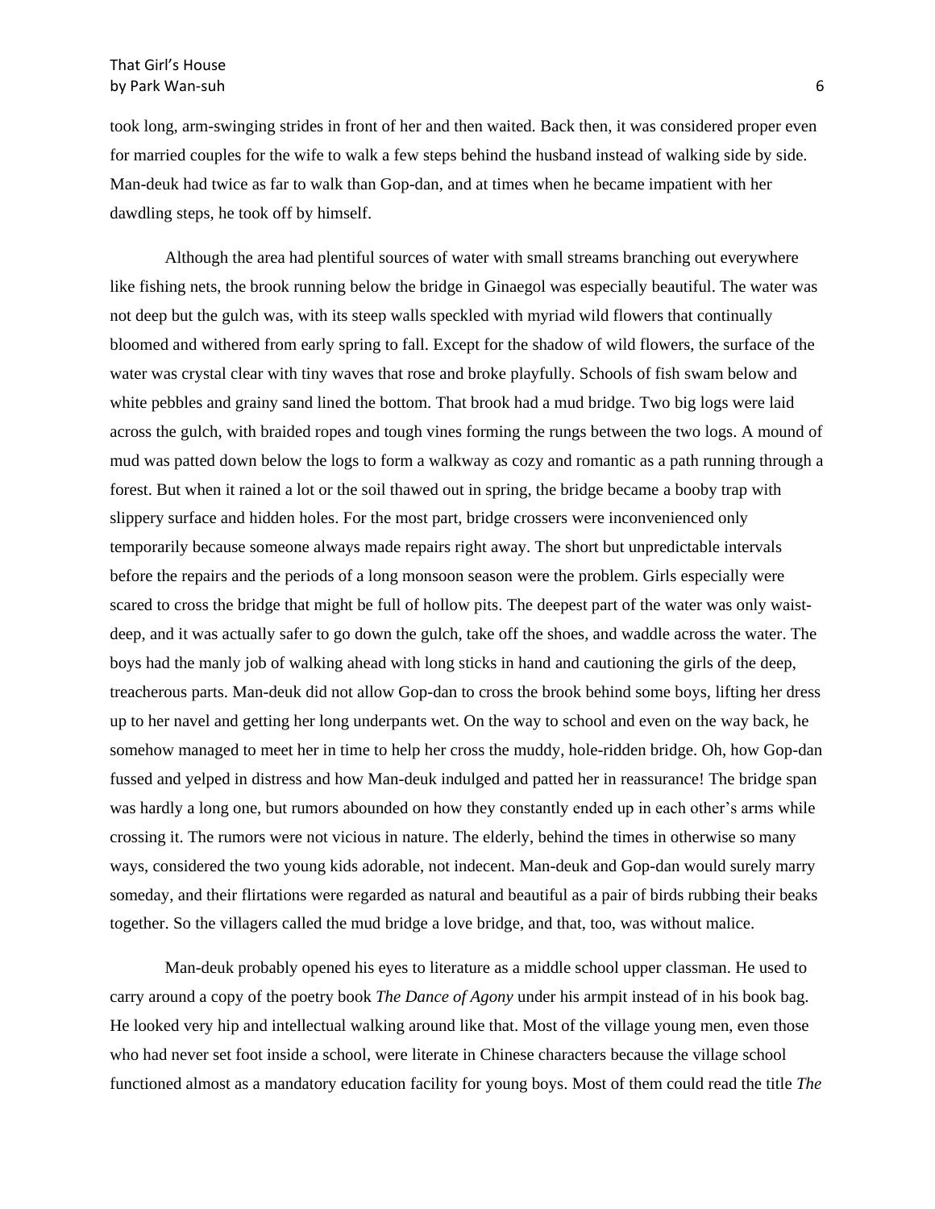took long, arm-swinging strides in front of her and then waited. Back then, it was considered proper even for married couples for the wife to walk a few steps behind the husband instead of walking side by side. Man-deuk had twice as far to walk than Gop-dan, and at times when he became impatient with her dawdling steps, he took off by himself.

Although the area had plentiful sources of water with small streams branching out everywhere like fishing nets, the brook running below the bridge in Ginaegol was especially beautiful. The water was not deep but the gulch was, with its steep walls speckled with myriad wild flowers that continually bloomed and withered from early spring to fall. Except for the shadow of wild flowers, the surface of the water was crystal clear with tiny waves that rose and broke playfully. Schools of fish swam below and white pebbles and grainy sand lined the bottom. That brook had a mud bridge. Two big logs were laid across the gulch, with braided ropes and tough vines forming the rungs between the two logs. A mound of mud was patted down below the logs to form a walkway as cozy and romantic as a path running through a forest. But when it rained a lot or the soil thawed out in spring, the bridge became a booby trap with slippery surface and hidden holes. For the most part, bridge crossers were inconvenienced only temporarily because someone always made repairs right away. The short but unpredictable intervals before the repairs and the periods of a long monsoon season were the problem. Girls especially were scared to cross the bridge that might be full of hollow pits. The deepest part of the water was only waist-deep, and it was actually safer to go down the gulch, take off the shoes, and waddle across the water. The boys had the manly job of walking ahead with long sticks in hand and cautioning the girls of the deep, treacherous parts. Man-deuk did not allow Gop-dan to cross the brook behind some boys, lifting her dress up to her navel and getting her long underpants wet. On the way to school and even on the way back, he somehow managed to meet her in time to help her cross the muddy, hole-ridden bridge. Oh, how Gop-dan fussed and yelped in distress and how Man-deuk indulged and patted her in reassurance! The bridge span was hardly a long one, but rumors abounded on how they constantly ended up in each other's arms while crossing it. The rumors were not vicious in nature. The elderly, behind the times in otherwise so many ways, considered the two young kids adorable, not indecent. Man-deuk and Gop-dan would surely marry someday, and their flirtations were regarded as natural and beautiful as a pair of birds rubbing their beaks together. So the villagers called the mud bridge a love bridge, and that, too, was without malice.

Man-deuk probably opened his eyes to literature as a middle school upper classman. He used to carry around a copy of the poetry book *The Dance of Agony* under his armpit instead of in his book bag. He looked very hip and intellectual walking around like that. Most of the village young men, even those who had never set foot inside a school, were literate in Chinese characters because the village school functioned almost as a mandatory education facility for young boys. Most of them could read the title *The*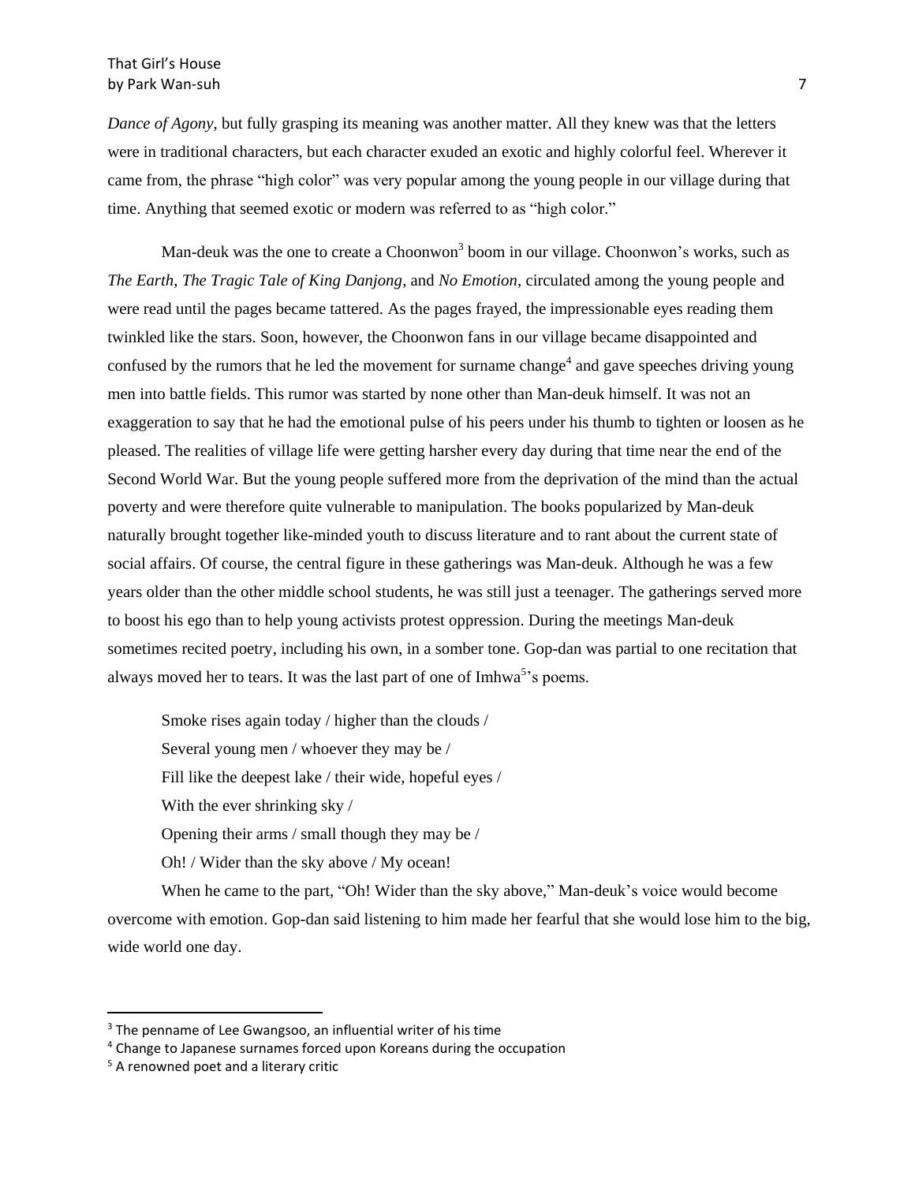*Dance of Agony*, but fully grasping its meaning was another matter. All they knew was that the letters were in traditional characters, but each character exuded an exotic and highly colorful feel. Wherever it came from, the phrase "high color" was very popular among the young people in our village during that time. Anything that seemed exotic or modern was referred to as "high color."

Man-deuk was the one to create a Choonwon[3] boom in our village. Choonwon's works, such as *The Earth*, *The Tragic Tale of King Danjong*, and *No Emotion*, circulated among the young people and were read until the pages became tattered. As the pages frayed, the impressionable eyes reading them twinkled like the stars. Soon, however, the Choonwon fans in our village became disappointed and confused by the rumors that he led the movement for surname change[4] and gave speeches driving young men into battle fields. This rumor was started by none other than Man-deuk himself. It was not an exaggeration to say that he had the emotional pulse of his peers under his thumb to tighten or loosen as he pleased. The realities of village life were getting harsher every day during that time near the end of the Second World War. But the young people suffered more from the deprivation of the mind than the actual poverty and were therefore quite vulnerable to manipulation. The books popularized by Man-deuk naturally brought together like-minded youth to discuss literature and to rant about the current state of social affairs. Of course, the central figure in these gatherings was Man-deuk. Although he was a few years older than the other middle school students, he was still just a teenager. The gatherings served more to boost his ego than to help young activists protest oppression. During the meetings Man-deuk sometimes recited poetry, including his own, in a somber tone. Gop-dan was partial to one recitation that always moved her to tears. It was the last part of one of Imhwa[5]'s poems.

> Smoke rises again today / higher than the clouds /
> Several young men / whoever they may be /
> Fill like the deepest lake / their wide, hopeful eyes /
> With the ever shrinking sky /
> Opening their arms / small though they may be /
> Oh! / Wider than the sky above / My ocean!

When he came to the part, "Oh! Wider than the sky above," Man-deuk's voice would become overcome with emotion. Gop-dan said listening to him made her fearful that she would lose him to the big, wide world one day.

---

[3] The penname of Lee Gwangsoo, an influential writer of his time

[4] Change to Japanese surnames forced upon Koreans during the occupation

[5] A renowned poet and a literary critic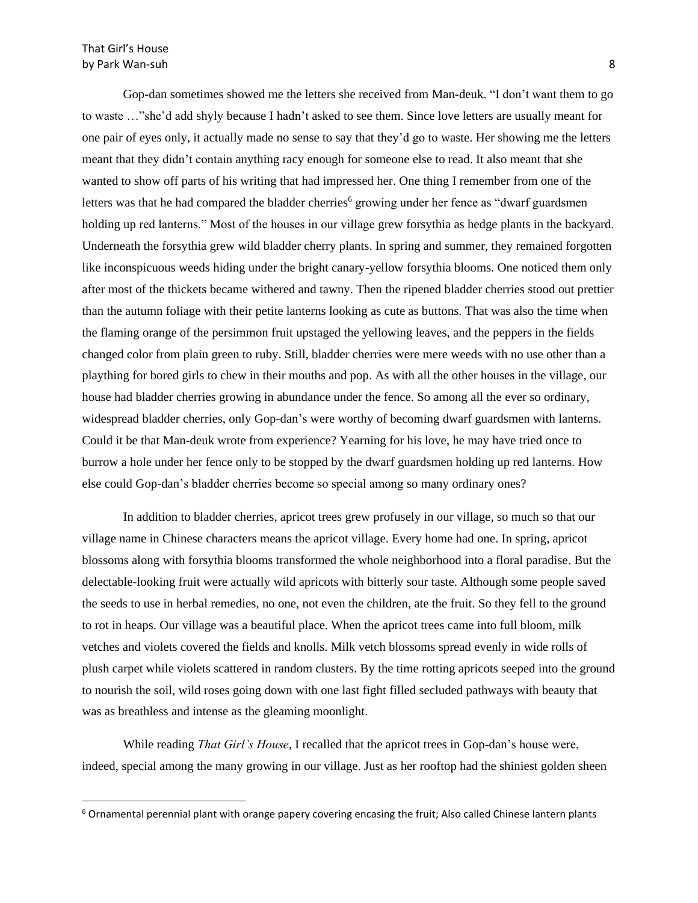Gop-dan sometimes showed me the letters she received from Man-deuk. “I don’t want them to go to waste …”she’d add shyly because I hadn’t asked to see them. Since love letters are usually meant for one pair of eyes only, it actually made no sense to say that they’d go to waste. Her showing me the letters meant that they didn’t contain anything racy enough for someone else to read. It also meant that she wanted to show off parts of his writing that had impressed her. One thing I remember from one of the letters was that he had compared the bladder cherries[6] growing under her fence as “dwarf guardsmen holding up red lanterns.” Most of the houses in our village grew forsythia as hedge plants in the backyard. Underneath the forsythia grew wild bladder cherry plants. In spring and summer, they remained forgotten like inconspicuous weeds hiding under the bright canary-yellow forsythia blooms. One noticed them only after most of the thickets became withered and tawny. Then the ripened bladder cherries stood out prettier than the autumn foliage with their petite lanterns looking as cute as buttons. That was also the time when the flaming orange of the persimmon fruit upstaged the yellowing leaves, and the peppers in the fields changed color from plain green to ruby. Still, bladder cherries were mere weeds with no use other than a plaything for bored girls to chew in their mouths and pop. As with all the other houses in the village, our house had bladder cherries growing in abundance under the fence. So among all the ever so ordinary, widespread bladder cherries, only Gop-dan’s were worthy of becoming dwarf guardsmen with lanterns. Could it be that Man-deuk wrote from experience? Yearning for his love, he may have tried once to burrow a hole under her fence only to be stopped by the dwarf guardsmen holding up red lanterns. How else could Gop-dan’s bladder cherries become so special among so many ordinary ones?

In addition to bladder cherries, apricot trees grew profusely in our village, so much so that our village name in Chinese characters means the apricot village. Every home had one. In spring, apricot blossoms along with forsythia blooms transformed the whole neighborhood into a floral paradise. But the delectable-looking fruit were actually wild apricots with bitterly sour taste. Although some people saved the seeds to use in herbal remedies, no one, not even the children, ate the fruit. So they fell to the ground to rot in heaps. Our village was a beautiful place. When the apricot trees came into full bloom, milk vetches and violets covered the fields and knolls. Milk vetch blossoms spread evenly in wide rolls of plush carpet while violets scattered in random clusters. By the time rotting apricots seeped into the ground to nourish the soil, wild roses going down with one last fight filled secluded pathways with beauty that was as breathless and intense as the gleaming moonlight.

While reading *That Girl’s House,* I recalled that the apricot trees in Gop-dan’s house were, indeed, special among the many growing in our village. Just as her rooftop had the shiniest golden sheen

[6] Ornamental perennial plant with orange papery covering encasing the fruit; Also called Chinese lantern plants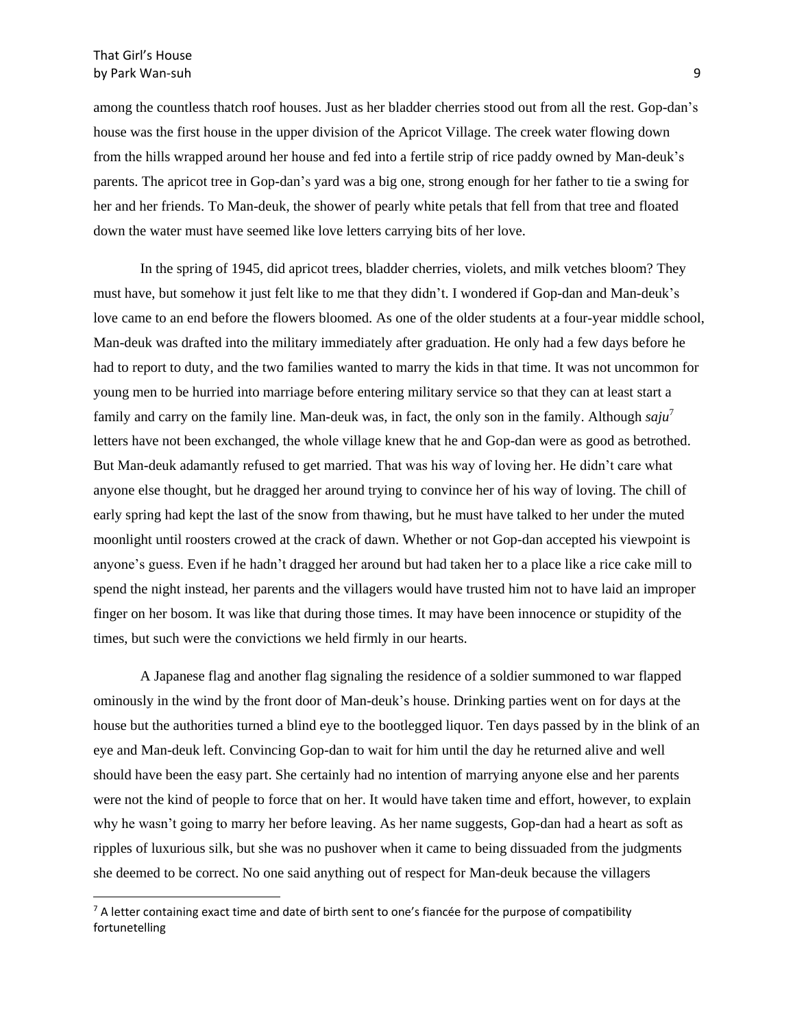among the countless thatch roof houses. Just as her bladder cherries stood out from all the rest. Gop-dan's house was the first house in the upper division of the Apricot Village. The creek water flowing down from the hills wrapped around her house and fed into a fertile strip of rice paddy owned by Man-deuk's parents. The apricot tree in Gop-dan's yard was a big one, strong enough for her father to tie a swing for her and her friends. To Man-deuk, the shower of pearly white petals that fell from that tree and floated down the water must have seemed like love letters carrying bits of her love.

In the spring of 1945, did apricot trees, bladder cherries, violets, and milk vetches bloom? They must have, but somehow it just felt like to me that they didn't. I wondered if Gop-dan and Man-deuk's love came to an end before the flowers bloomed. As one of the older students at a four-year middle school, Man-deuk was drafted into the military immediately after graduation. He only had a few days before he had to report to duty, and the two families wanted to marry the kids in that time. It was not uncommon for young men to be hurried into marriage before entering military service so that they can at least start a family and carry on the family line. Man-deuk was, in fact, the only son in the family. Although *saju*[7] letters have not been exchanged, the whole village knew that he and Gop-dan were as good as betrothed. But Man-deuk adamantly refused to get married. That was his way of loving her. He didn't care what anyone else thought, but he dragged her around trying to convince her of his way of loving. The chill of early spring had kept the last of the snow from thawing, but he must have talked to her under the muted moonlight until roosters crowed at the crack of dawn. Whether or not Gop-dan accepted his viewpoint is anyone's guess. Even if he hadn't dragged her around but had taken her to a place like a rice cake mill to spend the night instead, her parents and the villagers would have trusted him not to have laid an improper finger on her bosom. It was like that during those times. It may have been innocence or stupidity of the times, but such were the convictions we held firmly in our hearts.

A Japanese flag and another flag signaling the residence of a soldier summoned to war flapped ominously in the wind by the front door of Man-deuk's house. Drinking parties went on for days at the house but the authorities turned a blind eye to the bootlegged liquor. Ten days passed by in the blink of an eye and Man-deuk left. Convincing Gop-dan to wait for him until the day he returned alive and well should have been the easy part. She certainly had no intention of marrying anyone else and her parents were not the kind of people to force that on her. It would have taken time and effort, however, to explain why he wasn't going to marry her before leaving. As her name suggests, Gop-dan had a heart as soft as ripples of luxurious silk, but she was no pushover when it came to being dissuaded from the judgments she deemed to be correct. No one said anything out of respect for Man-deuk because the villagers

[7] A letter containing exact time and date of birth sent to one's fiancée for the purpose of compatibility fortunetelling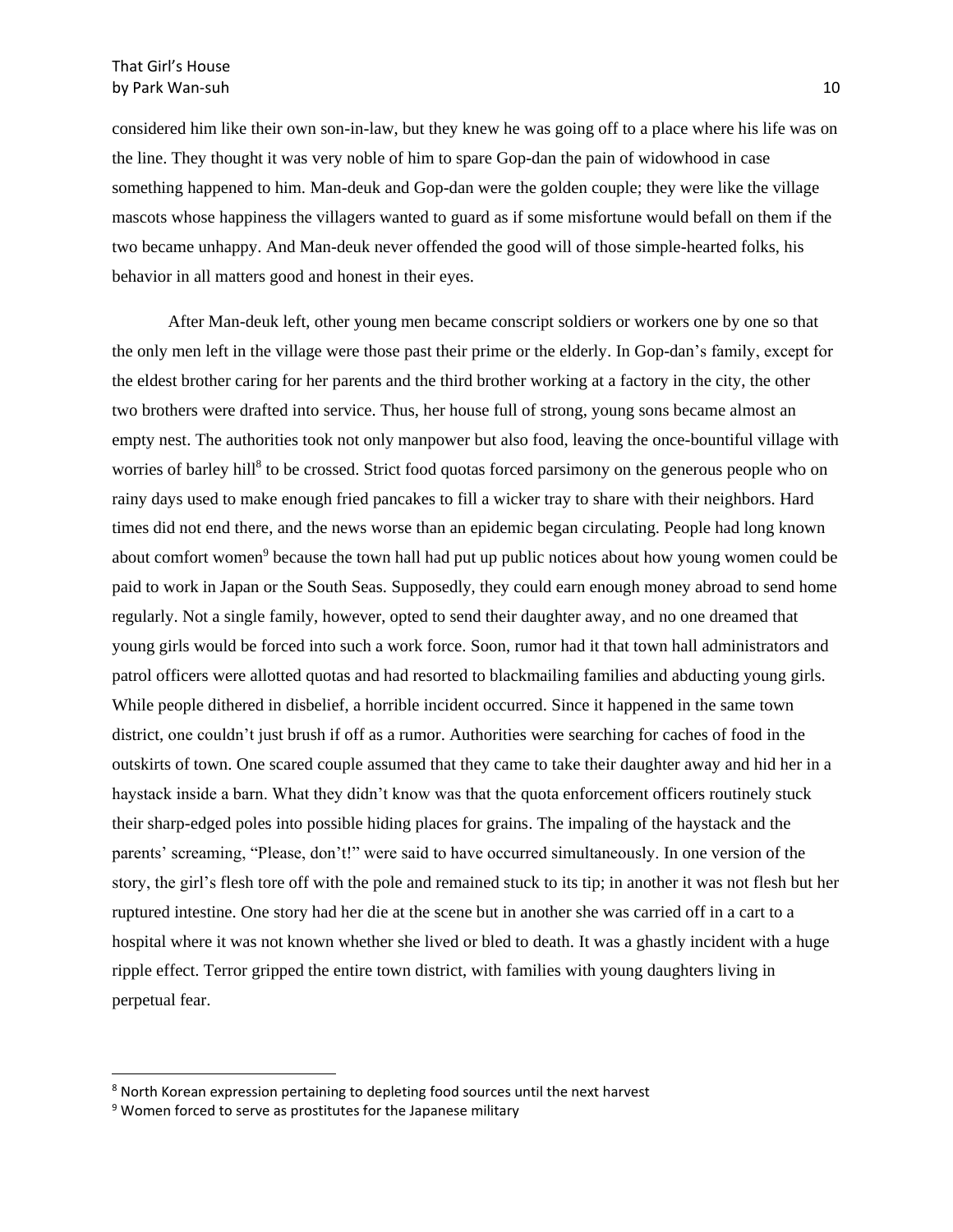considered him like their own son-in-law, but they knew he was going off to a place where his life was on the line. They thought it was very noble of him to spare Gop-dan the pain of widowhood in case something happened to him. Man-deuk and Gop-dan were the golden couple; they were like the village mascots whose happiness the villagers wanted to guard as if some misfortune would befall on them if the two became unhappy. And Man-deuk never offended the good will of those simple-hearted folks, his behavior in all matters good and honest in their eyes.

After Man-deuk left, other young men became conscript soldiers or workers one by one so that the only men left in the village were those past their prime or the elderly. In Gop-dan's family, except for the eldest brother caring for her parents and the third brother working at a factory in the city, the other two brothers were drafted into service. Thus, her house full of strong, young sons became almost an empty nest. The authorities took not only manpower but also food, leaving the once-bountiful village with worries of barley hill[8] to be crossed. Strict food quotas forced parsimony on the generous people who on rainy days used to make enough fried pancakes to fill a wicker tray to share with their neighbors. Hard times did not end there, and the news worse than an epidemic began circulating. People had long known about comfort women[9] because the town hall had put up public notices about how young women could be paid to work in Japan or the South Seas. Supposedly, they could earn enough money abroad to send home regularly. Not a single family, however, opted to send their daughter away, and no one dreamed that young girls would be forced into such a work force. Soon, rumor had it that town hall administrators and patrol officers were allotted quotas and had resorted to blackmailing families and abducting young girls. While people dithered in disbelief, a horrible incident occurred. Since it happened in the same town district, one couldn't just brush if off as a rumor. Authorities were searching for caches of food in the outskirts of town. One scared couple assumed that they came to take their daughter away and hid her in a haystack inside a barn. What they didn't know was that the quota enforcement officers routinely stuck their sharp-edged poles into possible hiding places for grains. The impaling of the haystack and the parents' screaming, "Please, don't!" were said to have occurred simultaneously. In one version of the story, the girl's flesh tore off with the pole and remained stuck to its tip; in another it was not flesh but her ruptured intestine. One story had her die at the scene but in another she was carried off in a cart to a hospital where it was not known whether she lived or bled to death. It was a ghastly incident with a huge ripple effect. Terror gripped the entire town district, with families with young daughters living in perpetual fear.

---

[8] North Korean expression pertaining to depleting food sources until the next harvest

[9] Women forced to serve as prostitutes for the Japanese military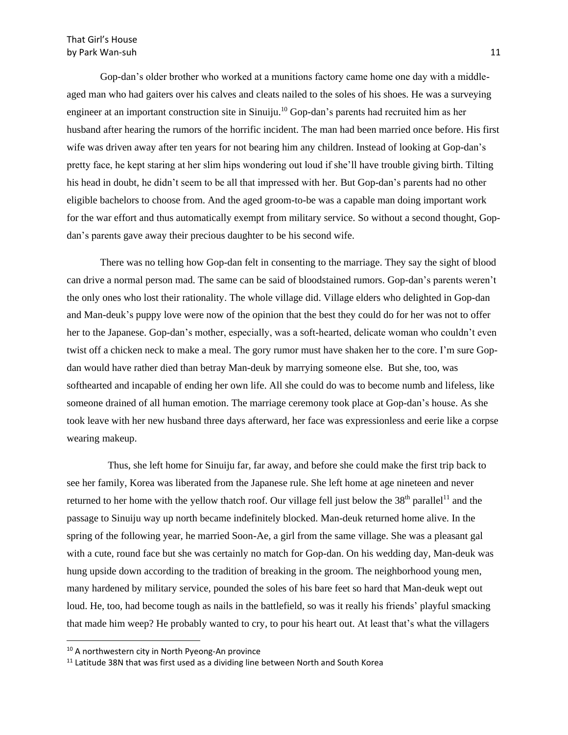Gop-dan's older brother who worked at a munitions factory came home one day with a middle-aged man who had gaiters over his calves and cleats nailed to the soles of his shoes. He was a surveying engineer at an important construction site in Sinuiju.[10] Gop-dan's parents had recruited him as her husband after hearing the rumors of the horrific incident. The man had been married once before. His first wife was driven away after ten years for not bearing him any children. Instead of looking at Gop-dan's pretty face, he kept staring at her slim hips wondering out loud if she'll have trouble giving birth. Tilting his head in doubt, he didn't seem to be all that impressed with her. But Gop-dan's parents had no other eligible bachelors to choose from. And the aged groom-to-be was a capable man doing important work for the war effort and thus automatically exempt from military service. So without a second thought, Gop-dan's parents gave away their precious daughter to be his second wife.

There was no telling how Gop-dan felt in consenting to the marriage. They say the sight of blood can drive a normal person mad. The same can be said of bloodstained rumors. Gop-dan's parents weren't the only ones who lost their rationality. The whole village did. Village elders who delighted in Gop-dan and Man-deuk's puppy love were now of the opinion that the best they could do for her was not to offer her to the Japanese. Gop-dan's mother, especially, was a soft-hearted, delicate woman who couldn't even twist off a chicken neck to make a meal. The gory rumor must have shaken her to the core. I'm sure Gop-dan would have rather died than betray Man-deuk by marrying someone else. But she, too, was softhearted and incapable of ending her own life. All she could do was to become numb and lifeless, like someone drained of all human emotion. The marriage ceremony took place at Gop-dan's house. As she took leave with her new husband three days afterward, her face was expressionless and eerie like a corpse wearing makeup.

Thus, she left home for Sinuiju far, far away, and before she could make the first trip back to see her family, Korea was liberated from the Japanese rule. She left home at age nineteen and never returned to her home with the yellow thatch roof. Our village fell just below the 38th parallel[11] and the passage to Sinuiju way up north became indefinitely blocked. Man-deuk returned home alive. In the spring of the following year, he married Soon-Ae, a girl from the same village. She was a pleasant gal with a cute, round face but she was certainly no match for Gop-dan. On his wedding day, Man-deuk was hung upside down according to the tradition of breaking in the groom. The neighborhood young men, many hardened by military service, pounded the soles of his bare feet so hard that Man-deuk wept out loud. He, too, had become tough as nails in the battlefield, so was it really his friends' playful smacking that made him weep? He probably wanted to cry, to pour his heart out. At least that's what the villagers

[10] A northwestern city in North Pyeong-An province

[11] Latitude 38N that was first used as a dividing line between North and South Korea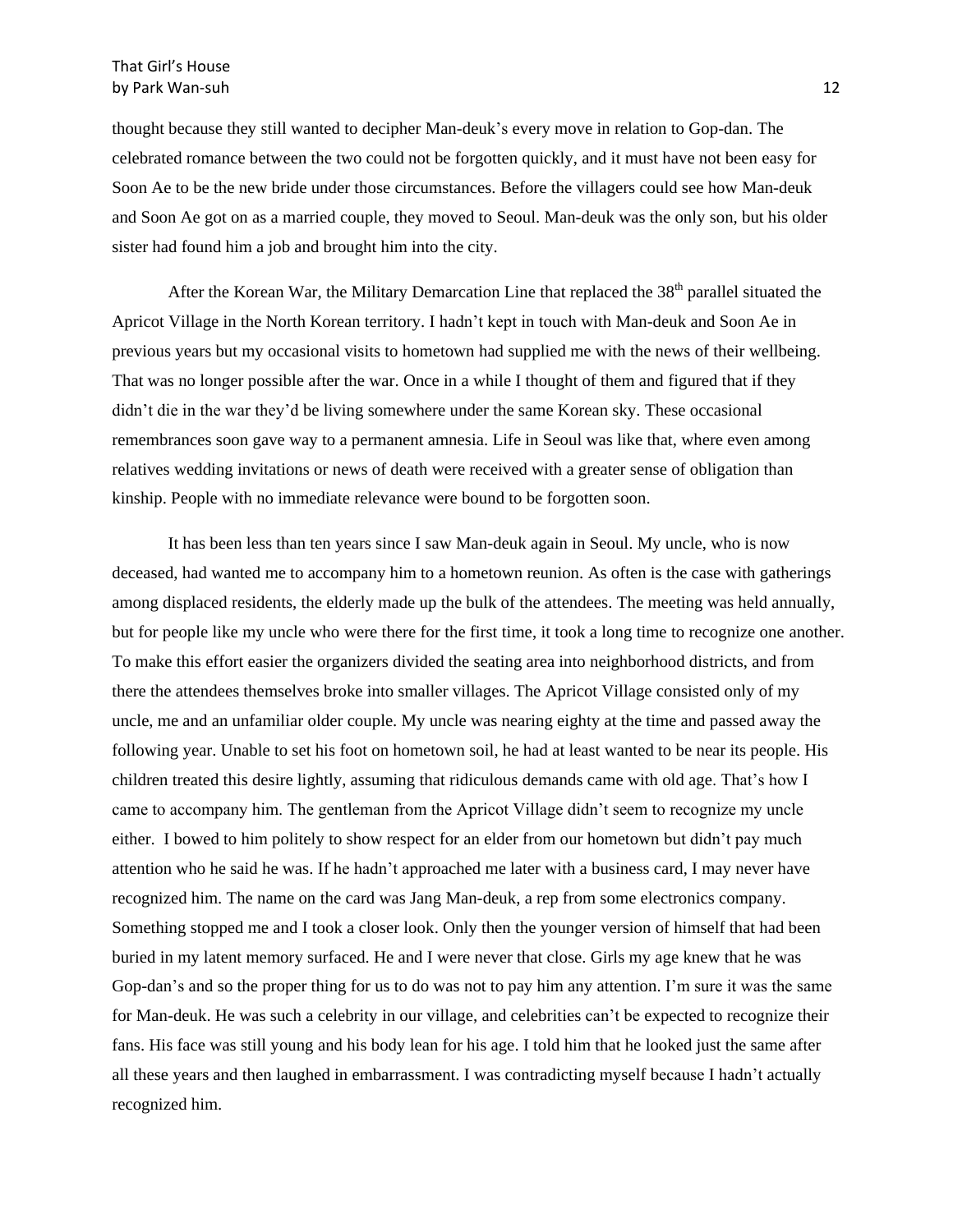thought because they still wanted to decipher Man-deuk's every move in relation to Gop-dan. The celebrated romance between the two could not be forgotten quickly, and it must have not been easy for Soon Ae to be the new bride under those circumstances. Before the villagers could see how Man-deuk and Soon Ae got on as a married couple, they moved to Seoul. Man-deuk was the only son, but his older sister had found him a job and brought him into the city.

After the Korean War, the Military Demarcation Line that replaced the 38th parallel situated the Apricot Village in the North Korean territory. I hadn't kept in touch with Man-deuk and Soon Ae in previous years but my occasional visits to hometown had supplied me with the news of their wellbeing. That was no longer possible after the war. Once in a while I thought of them and figured that if they didn't die in the war they'd be living somewhere under the same Korean sky. These occasional remembrances soon gave way to a permanent amnesia. Life in Seoul was like that, where even among relatives wedding invitations or news of death were received with a greater sense of obligation than kinship. People with no immediate relevance were bound to be forgotten soon.

It has been less than ten years since I saw Man-deuk again in Seoul. My uncle, who is now deceased, had wanted me to accompany him to a hometown reunion. As often is the case with gatherings among displaced residents, the elderly made up the bulk of the attendees. The meeting was held annually, but for people like my uncle who were there for the first time, it took a long time to recognize one another. To make this effort easier the organizers divided the seating area into neighborhood districts, and from there the attendees themselves broke into smaller villages. The Apricot Village consisted only of my uncle, me and an unfamiliar older couple. My uncle was nearing eighty at the time and passed away the following year. Unable to set his foot on hometown soil, he had at least wanted to be near its people. His children treated this desire lightly, assuming that ridiculous demands came with old age. That's how I came to accompany him. The gentleman from the Apricot Village didn't seem to recognize my uncle either. I bowed to him politely to show respect for an elder from our hometown but didn't pay much attention who he said he was. If he hadn't approached me later with a business card, I may never have recognized him. The name on the card was Jang Man-deuk, a rep from some electronics company. Something stopped me and I took a closer look. Only then the younger version of himself that had been buried in my latent memory surfaced. He and I were never that close. Girls my age knew that he was Gop-dan's and so the proper thing for us to do was not to pay him any attention. I'm sure it was the same for Man-deuk. He was such a celebrity in our village, and celebrities can't be expected to recognize their fans. His face was still young and his body lean for his age. I told him that he looked just the same after all these years and then laughed in embarrassment. I was contradicting myself because I hadn't actually recognized him.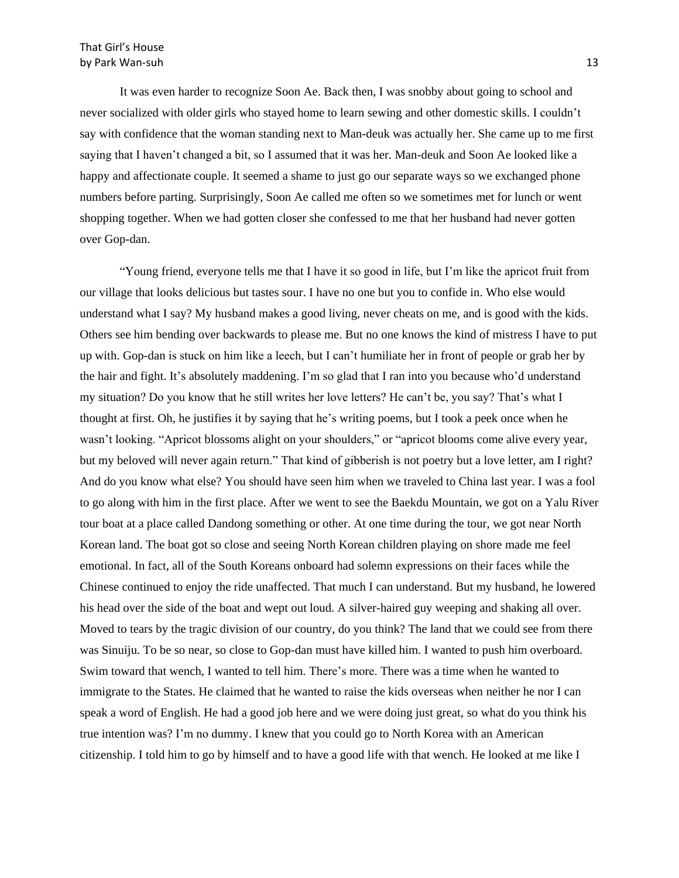It was even harder to recognize Soon Ae. Back then, I was snobby about going to school and never socialized with older girls who stayed home to learn sewing and other domestic skills. I couldn't say with confidence that the woman standing next to Man-deuk was actually her. She came up to me first saying that I haven't changed a bit, so I assumed that it was her. Man-deuk and Soon Ae looked like a happy and affectionate couple. It seemed a shame to just go our separate ways so we exchanged phone numbers before parting. Surprisingly, Soon Ae called me often so we sometimes met for lunch or went shopping together. When we had gotten closer she confessed to me that her husband had never gotten over Gop-dan.

"Young friend, everyone tells me that I have it so good in life, but I'm like the apricot fruit from our village that looks delicious but tastes sour. I have no one but you to confide in. Who else would understand what I say? My husband makes a good living, never cheats on me, and is good with the kids. Others see him bending over backwards to please me. But no one knows the kind of mistress I have to put up with. Gop-dan is stuck on him like a leech, but I can't humiliate her in front of people or grab her by the hair and fight. It's absolutely maddening. I'm so glad that I ran into you because who'd understand my situation? Do you know that he still writes her love letters? He can't be, you say? That's what I thought at first. Oh, he justifies it by saying that he's writing poems, but I took a peek once when he wasn't looking. "Apricot blossoms alight on your shoulders," or "apricot blooms come alive every year, but my beloved will never again return." That kind of gibberish is not poetry but a love letter, am I right? And do you know what else? You should have seen him when we traveled to China last year. I was a fool to go along with him in the first place. After we went to see the Baekdu Mountain, we got on a Yalu River tour boat at a place called Dandong something or other. At one time during the tour, we got near North Korean land. The boat got so close and seeing North Korean children playing on shore made me feel emotional. In fact, all of the South Koreans onboard had solemn expressions on their faces while the Chinese continued to enjoy the ride unaffected. That much I can understand. But my husband, he lowered his head over the side of the boat and wept out loud. A silver-haired guy weeping and shaking all over. Moved to tears by the tragic division of our country, do you think? The land that we could see from there was Sinuiju. To be so near, so close to Gop-dan must have killed him. I wanted to push him overboard. Swim toward that wench, I wanted to tell him. There's more. There was a time when he wanted to immigrate to the States. He claimed that he wanted to raise the kids overseas when neither he nor I can speak a word of English. He had a good job here and we were doing just great, so what do you think his true intention was? I'm no dummy. I knew that you could go to North Korea with an American citizenship. I told him to go by himself and to have a good life with that wench. He looked at me like I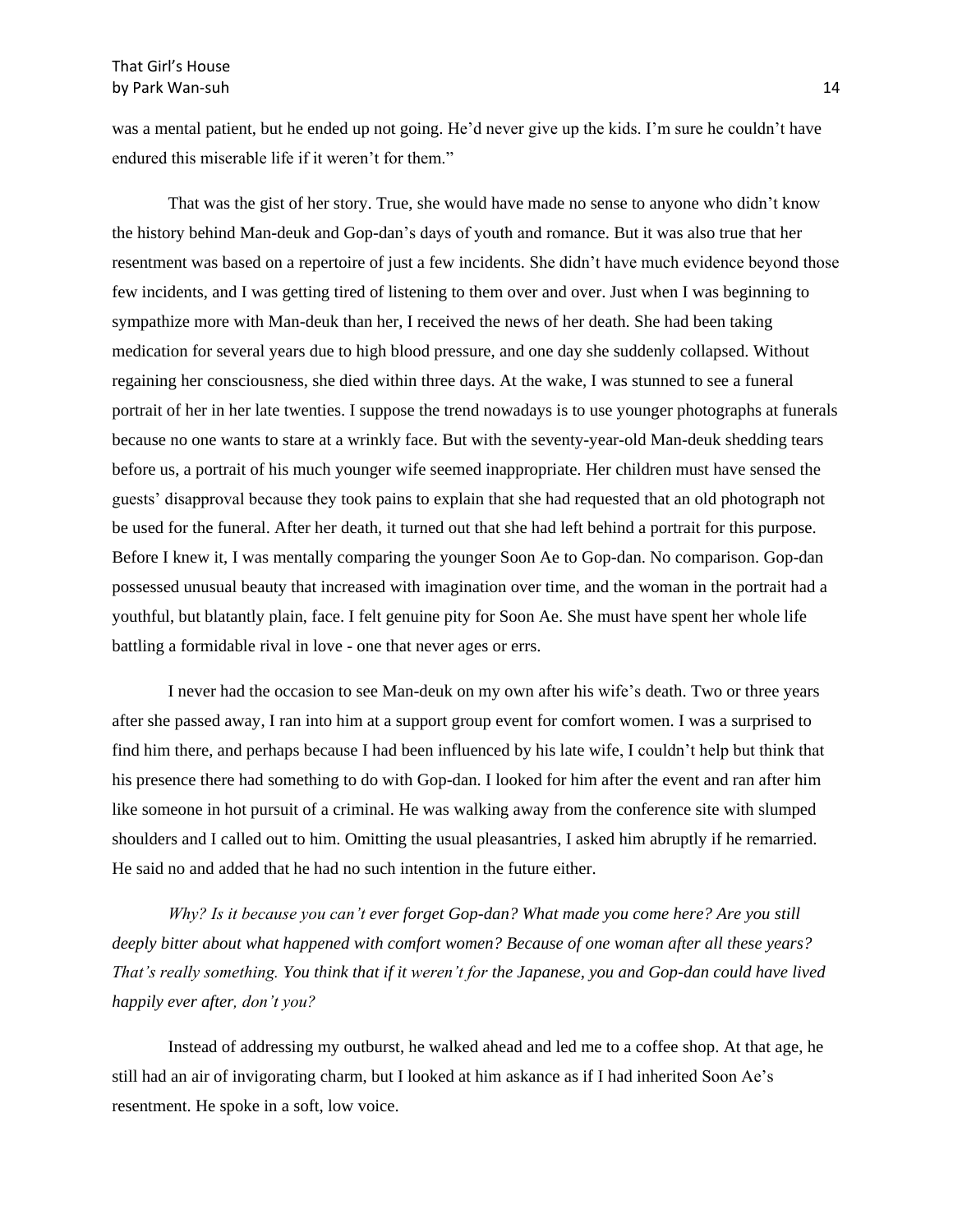was a mental patient, but he ended up not going. He'd never give up the kids. I'm sure he couldn't have endured this miserable life if it weren't for them."

That was the gist of her story. True, she would have made no sense to anyone who didn't know the history behind Man-deuk and Gop-dan's days of youth and romance. But it was also true that her resentment was based on a repertoire of just a few incidents. She didn't have much evidence beyond those few incidents, and I was getting tired of listening to them over and over. Just when I was beginning to sympathize more with Man-deuk than her, I received the news of her death. She had been taking medication for several years due to high blood pressure, and one day she suddenly collapsed. Without regaining her consciousness, she died within three days. At the wake, I was stunned to see a funeral portrait of her in her late twenties. I suppose the trend nowadays is to use younger photographs at funerals because no one wants to stare at a wrinkly face. But with the seventy-year-old Man-deuk shedding tears before us, a portrait of his much younger wife seemed inappropriate. Her children must have sensed the guests' disapproval because they took pains to explain that she had requested that an old photograph not be used for the funeral. After her death, it turned out that she had left behind a portrait for this purpose. Before I knew it, I was mentally comparing the younger Soon Ae to Gop-dan. No comparison. Gop-dan possessed unusual beauty that increased with imagination over time, and the woman in the portrait had a youthful, but blatantly plain, face. I felt genuine pity for Soon Ae. She must have spent her whole life battling a formidable rival in love - one that never ages or errs.

I never had the occasion to see Man-deuk on my own after his wife's death. Two or three years after she passed away, I ran into him at a support group event for comfort women. I was a surprised to find him there, and perhaps because I had been influenced by his late wife, I couldn't help but think that his presence there had something to do with Gop-dan. I looked for him after the event and ran after him like someone in hot pursuit of a criminal. He was walking away from the conference site with slumped shoulders and I called out to him. Omitting the usual pleasantries, I asked him abruptly if he remarried. He said no and added that he had no such intention in the future either.

*Why? Is it because you can't ever forget Gop-dan? What made you come here? Are you still deeply bitter about what happened with comfort women? Because of one woman after all these years? That's really something. You think that if it weren't for the Japanese, you and Gop-dan could have lived happily ever after, don't you?*

Instead of addressing my outburst, he walked ahead and led me to a coffee shop. At that age, he still had an air of invigorating charm, but I looked at him askance as if I had inherited Soon Ae's resentment. He spoke in a soft, low voice.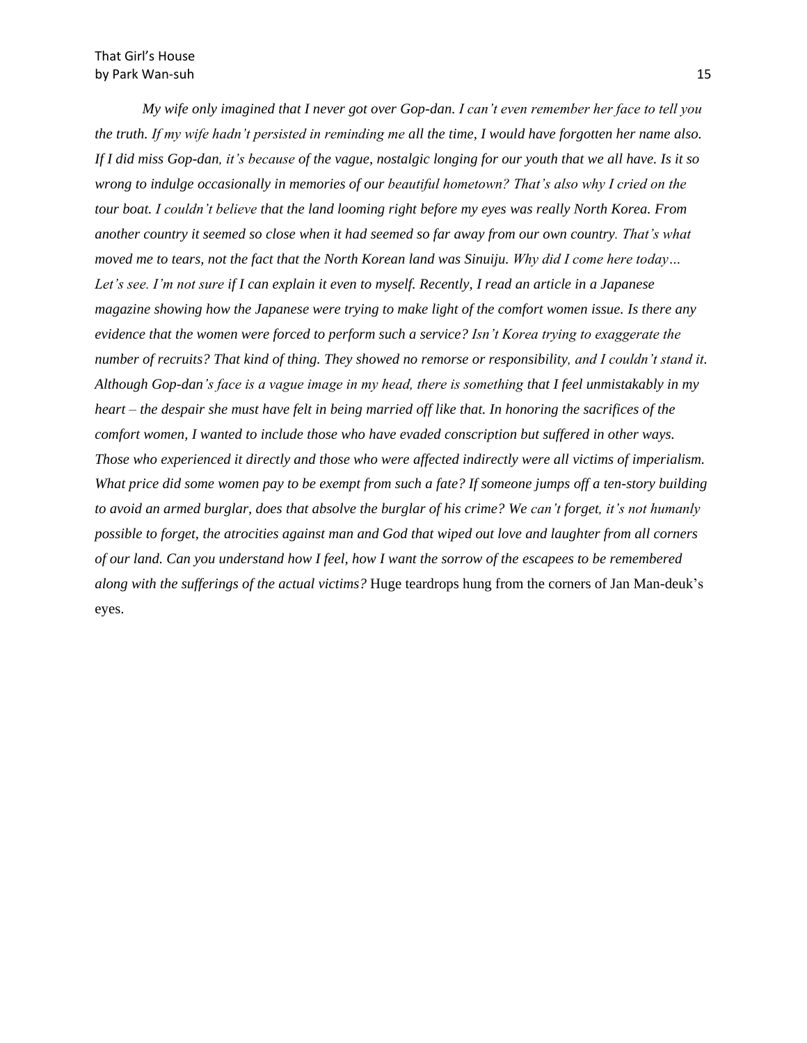*My wife only imagined that I never got over Gop-dan. I can't even remember her face to tell you the truth. If my wife hadn't persisted in reminding me all the time, I would have forgotten her name also. If I did miss Gop-dan, it's because of the vague, nostalgic longing for our youth that we all have. Is it so wrong to indulge occasionally in memories of our beautiful hometown? That's also why I cried on the tour boat. I couldn't believe that the land looming right before my eyes was really North Korea. From another country it seemed so close when it had seemed so far away from our own country. That's what moved me to tears, not the fact that the North Korean land was Sinuiju. Why did I come here today… Let's see. I'm not sure if I can explain it even to myself. Recently, I read an article in a Japanese magazine showing how the Japanese were trying to make light of the comfort women issue. Is there any evidence that the women were forced to perform such a service? Isn't Korea trying to exaggerate the number of recruits? That kind of thing. They showed no remorse or responsibility, and I couldn't stand it. Although Gop-dan's face is a vague image in my head, there is something that I feel unmistakably in my heart – the despair she must have felt in being married off like that. In honoring the sacrifices of the comfort women, I wanted to include those who have evaded conscription but suffered in other ways. Those who experienced it directly and those who were affected indirectly were all victims of imperialism. What price did some women pay to be exempt from such a fate? If someone jumps off a ten-story building to avoid an armed burglar, does that absolve the burglar of his crime? We can't forget, it's not humanly possible to forget, the atrocities against man and God that wiped out love and laughter from all corners of our land. Can you understand how I feel, how I want the sorrow of the escapees to be remembered along with the sufferings of the actual victims?* Huge teardrops hung from the corners of Jan Man-deuk's eyes.